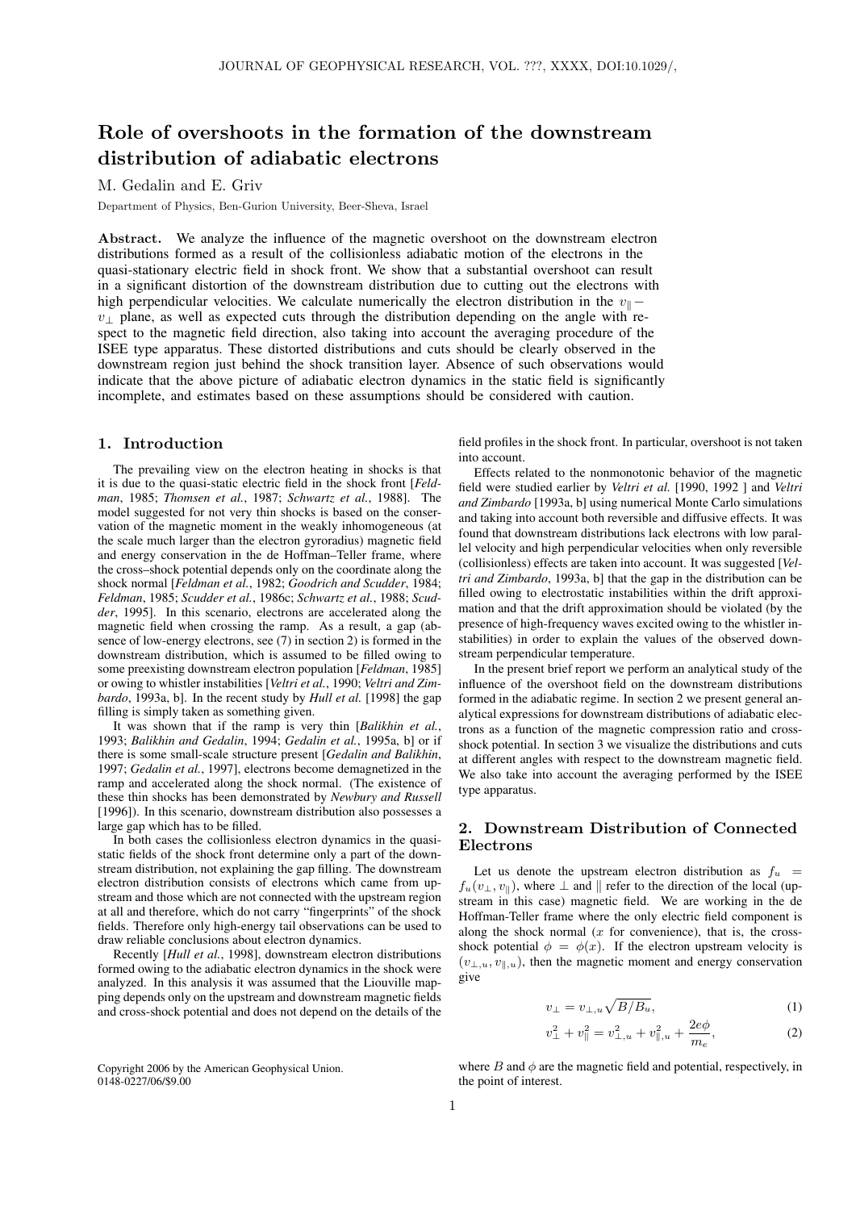# Role of overshoots in the formation of the downstream distribution of adiabatic electrons

M. Gedalin and E. Griv

Department of Physics, Ben-Gurion University, Beer-Sheva, Israel

**Abstract.** We analyze the influence of the magnetic overshoot on the downstream electron distributions formed as a result of the collisionless adiabatic motion of the electrons in the quasi-stationary electric field in shock front. We show that a substantial overshoot can result in a significant distortion of the downstream distribution due to cutting out the electrons with high perpendicular velocities. We calculate numerically the electron distribution in the $v_\parallel - v_\perp$ plane, as well as expected cuts through the distribution depending on the angle with respect to the magnetic field direction, also taking into account the averaging procedure of the ISEE type apparatus. These distorted distributions and cuts should be clearly observed in the downstream region just behind the shock transition layer. Absence of such observations would indicate that the above picture of adiabatic electron dynamics in the static field is significantly incomplete, and estimates based on these assumptions should be considered with caution.

## 1. Introduction

The prevailing view on the electron heating in shocks is that it is due to the quasi-static electric field in the shock front [*Feldman*, 1985; *Thomsen et al.*, 1987; *Schwartz et al.*, 1988]. The model suggested for not very thin shocks is based on the conservation of the magnetic moment in the weakly inhomogeneous (at the scale much larger than the electron gyroradius) magnetic field and energy conservation in the de Hoffman–Teller frame, where the cross–shock potential depends only on the coordinate along the shock normal [*Feldman et al.*, 1982; *Goodrich and Scudder*, 1984; *Feldman*, 1985; *Scudder et al.*, 1986c; *Schwartz et al.*, 1988; *Scudder*, 1995]. In this scenario, electrons are accelerated along the magnetic field when crossing the ramp. As a result, a gap (absence of low-energy electrons, see (7) in section 2) is formed in the downstream distribution, which is assumed to be filled owing to some preexisting downstream electron population [*Feldman*, 1985] or owing to whistler instabilities [*Veltri et al.*, 1990; *Veltri and Zimbardo*, 1993a, b]. In the recent study by *Hull et al.* [1998] the gap filling is simply taken as something given.

It was shown that if the ramp is very thin [*Balikhin et al.*, 1993; *Balikhin and Gedalin*, 1994; *Gedalin et al.*, 1995a, b] or if there is some small-scale structure present [*Gedalin and Balikhin*, 1997; *Gedalin et al.*, 1997], electrons become demagnetized in the ramp and accelerated along the shock normal. (The existence of these thin shocks has been demonstrated by *Newbury and Russell* [1996]). In this scenario, downstream distribution also possesses a large gap which has to be filled.

In both cases the collisionless electron dynamics in the quasi-static fields of the shock front determine only a part of the downstream distribution, not explaining the gap filling. The downstream electron distribution consists of electrons which came from upstream and those which are not connected with the upstream region at all and therefore, which do not carry "fingerprints" of the shock fields. Therefore only high-energy tail observations can be used to draw reliable conclusions about electron dynamics.

Recently [*Hull et al.*, 1998], downstream electron distributions formed owing to the adiabatic electron dynamics in the shock were analyzed. In this analysis it was assumed that the Liouville mapping depends only on the upstream and downstream magnetic fields and cross-shock potential and does not depend on the details of the field profiles in the shock front. In particular, overshoot is not taken into account.

Effects related to the nonmonotonic behavior of the magnetic field were studied earlier by *Veltri et al.* [1990, 1992 ] and *Veltri and Zimbardo* [1993a, b] using numerical Monte Carlo simulations and taking into account both reversible and diffusive effects. It was found that downstream distributions lack electrons with low parallel velocity and high perpendicular velocities when only reversible (collisionless) effects are taken into account. It was suggested [*Veltri and Zimbardo*, 1993a, b] that the gap in the distribution can be filled owing to electrostatic instabilities within the drift approximation and that the drift approximation should be violated (by the presence of high-frequency waves excited owing to the whistler instabilities) in order to explain the values of the observed downstream perpendicular temperature.

In the present brief report we perform an analytical study of the influence of the overshoot field on the downstream distributions formed in the adiabatic regime. In section 2 we present general analytical expressions for downstream distributions of adiabatic electrons as a function of the magnetic compression ratio and cross-shock potential. In section 3 we visualize the distributions and cuts at different angles with respect to the downstream magnetic field. We also take into account the averaging performed by the ISEE type apparatus.

## 2. Downstream Distribution of Connected Electrons

Let us denote the upstream electron distribution as $f_u = f_u(v_\perp, v_\parallel)$, where $\perp$ and $\parallel$ refer to the direction of the local (upstream in this case) magnetic field. We are working in the de Hoffman-Teller frame where the only electric field component is along the shock normal ($x$ for convenience), that is, the cross-shock potential $\phi = \phi(x)$. If the electron upstream velocity is $(v_{\perp,u}, v_{\parallel,u})$, then the magnetic moment and energy conservation give

$$v_\perp = v_{\perp,u}\sqrt{B/B_u}, \tag{1}$$

$$v_\perp^2 + v_\parallel^2 = v_{\perp,u}^2 + v_{\parallel,u}^2 + \frac{2e\phi}{m_e}, \tag{2}$$

where $B$ and $\phi$ are the magnetic field and potential, respectively, in the point of interest.

Copyright 2006 by the American Geophysical Union.
0148-0227/06/$9.00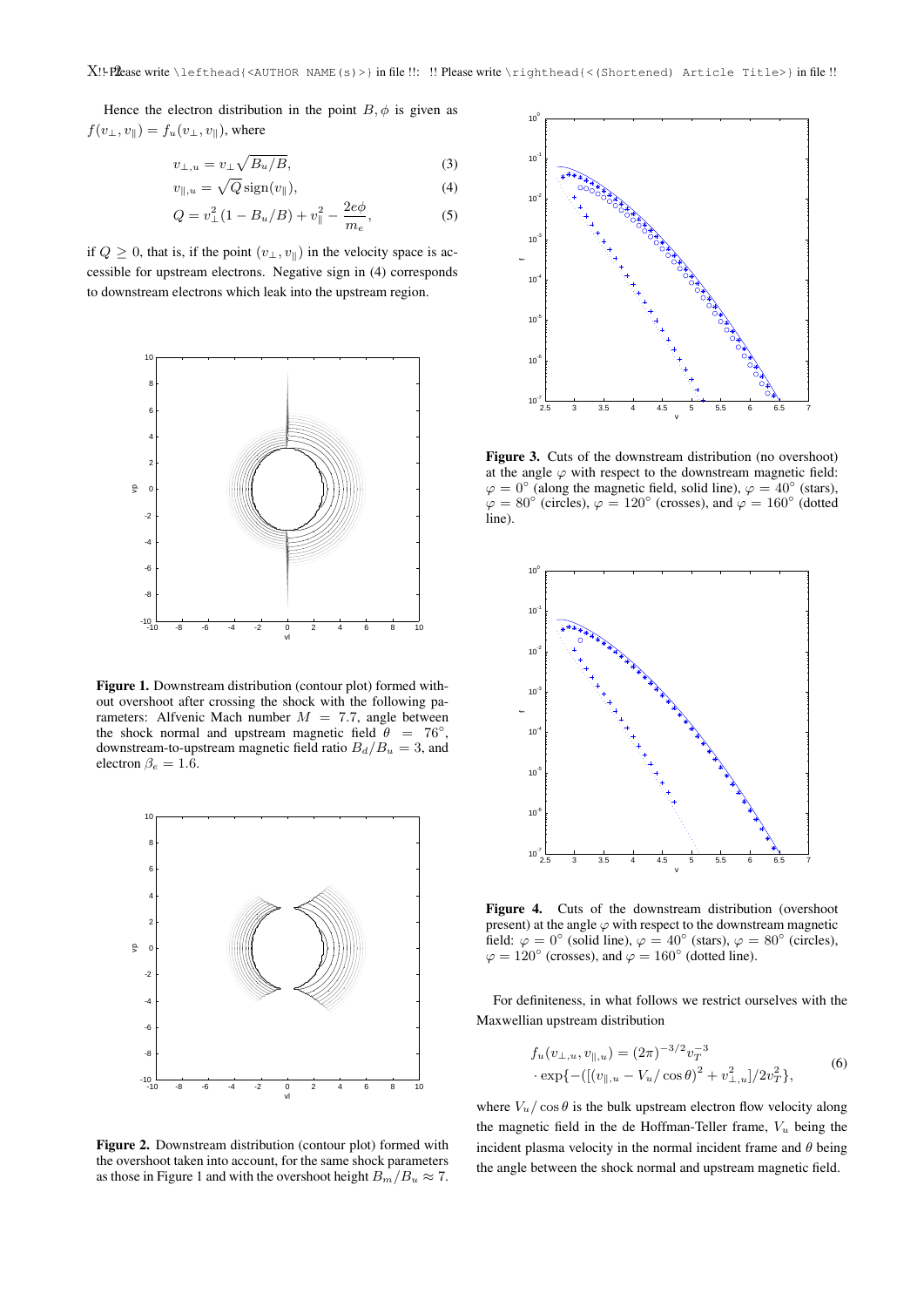Hence the electron distribution in the point $B, \phi$ is given as $f(v_\perp, v_\parallel) = f_u(v_\perp, v_\parallel)$, where

$$v_{\perp,u} = v_\perp \sqrt{B_u/B}, \tag{3}$$

$$v_{\parallel,u} = \sqrt{Q}\,\mathrm{sign}(v_\parallel), \tag{4}$$

$$Q = v_\perp^2(1 - B_u/B) + v_\parallel^2 - \frac{2e\phi}{m_e}, \tag{5}$$

if $Q \geq 0$, that is, if the point $(v_\perp, v_\parallel)$ in the velocity space is accessible for upstream electrons. Negative sign in (4) corresponds to downstream electrons which leak into the upstream region.

**Figure 1.** Downstream distribution (contour plot) formed without overshoot after crossing the shock with the following parameters: Alfvenic Mach number $M = 7.7$, angle between the shock normal and upstream magnetic field $\theta = 76^\circ$, downstream-to-upstream magnetic field ratio $B_d/B_u = 3$, and electron $\beta_e = 1.6$.

**Figure 2.** Downstream distribution (contour plot) formed with the overshoot taken into account, for the same shock parameters as those in Figure 1 and with the overshoot height $B_m/B_u \approx 7$.

**Figure 3.** Cuts of the downstream distribution (no overshoot) at the angle $\varphi$ with respect to the downstream magnetic field: $\varphi = 0^\circ$ (along the magnetic field, solid line), $\varphi = 40^\circ$ (stars), $\varphi = 80^\circ$ (circles), $\varphi = 120^\circ$ (crosses), and $\varphi = 160^\circ$ (dotted line).

**Figure 4.** Cuts of the downstream distribution (overshoot present) at the angle $\varphi$ with respect to the downstream magnetic field: $\varphi = 0^\circ$ (solid line), $\varphi = 40^\circ$ (stars), $\varphi = 80^\circ$ (circles), $\varphi = 120^\circ$ (crosses), and $\varphi = 160^\circ$ (dotted line).

For definiteness, in what follows we restrict ourselves with the Maxwellian upstream distribution

$$f_u(v_{\perp,u}, v_{\parallel,u}) = (2\pi)^{-3/2} v_T^{-3} \cdot \exp\{-([(v_{\parallel,u} - V_u/\cos\theta)^2 + v_{\perp,u}^2]/2v_T^2\}, \tag{6}$$

where $V_u/\cos\theta$ is the bulk upstream electron flow velocity along the magnetic field in the de Hoffman-Teller frame, $V_u$ being the incident plasma velocity in the normal incident frame and $\theta$ being the angle between the shock normal and upstream magnetic field.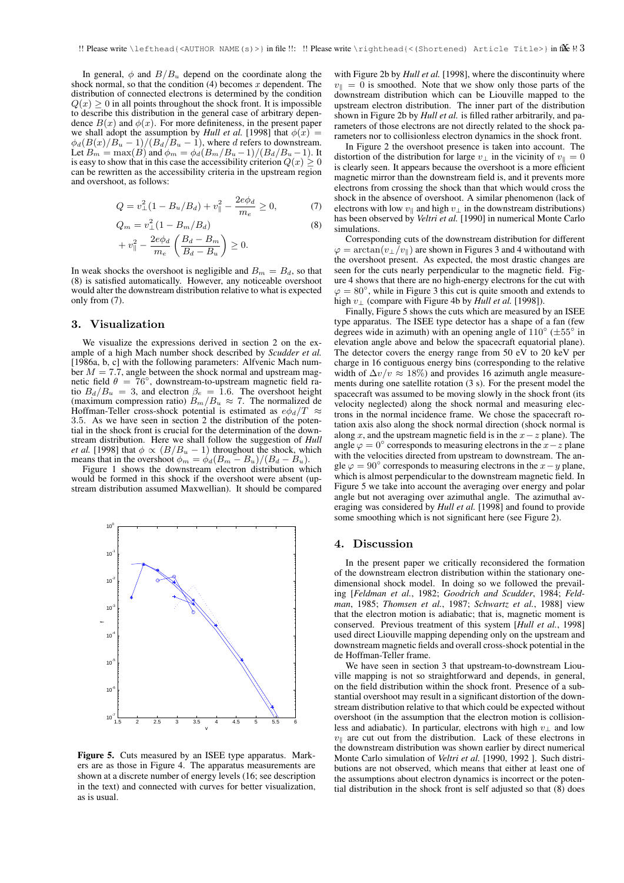In general, $\phi$ and $B/B_u$ depend on the coordinate along the shock normal, so that the condition (4) becomes $x$ dependent. The distribution of connected electrons is determined by the condition $Q(x) \geq 0$ in all points throughout the shock front. It is impossible to describe this distribution in the general case of arbitrary dependence $B(x)$ and $\phi(x)$. For more definiteness, in the present paper we shall adopt the assumption by *Hull et al.* [1998] that $\phi(x) = \phi_d(B(x)/B_u - 1)/(B_d/B_u - 1)$, where $d$ refers to downstream. Let $B_m = \max(B)$ and $\phi_m = \phi_d(B_m/B_u - 1)/(B_d/B_u - 1)$. It is easy to show that in this case the accessibility criterion $Q(x) \geq 0$ can be rewritten as the accessibility criteria in the upstream region and overshoot, as follows:

$$Q = v_\perp^2(1 - B_u/B_d) + v_\parallel^2 - \frac{2e\phi_d}{m_e} \geq 0, \tag{7}$$

$$Q_m = v_\perp^2(1 - B_m/B_d) + v_\parallel^2 - \frac{2e\phi_d}{m_e}\left(\frac{B_d - B_m}{B_d - B_u}\right) \geq 0. \tag{8}$$

In weak shocks the overshoot is negligible and $B_m = B_d$, so that (8) is satisfied automatically. However, any noticeable overshoot would alter the downstream distribution relative to what is expected only from (7).

## 3. Visualization

We visualize the expressions derived in section 2 on the example of a high Mach number shock described by *Scudder et al.* [1986a, b, c] with the following parameters: Alfvenic Mach number $M = 7.7$, angle between the shock normal and upstream magnetic field $\theta = 76^\circ$, downstream-to-upstream magnetic field ratio $B_d/B_u = 3$, and electron $\beta_e = 1.6$. The overshoot height (maximum compression ratio) $B_m/B_u \approx 7$. The normalized de Hoffman-Teller cross-shock potential is estimated as $e\phi_d/T \approx 3.5$. As we have seen in section 2 the distribution of the potential in the shock front is crucial for the determination of the downstream distribution. Here we shall follow the suggestion of *Hull et al.* [1998] that $\phi \propto (B/B_u - 1)$ throughout the shock, which means that in the overshoot $\phi_m = \phi_d(B_m - B_u)/(B_d - B_u)$.

Figure 1 shows the downstream electron distribution which would be formed in this shock if the overshoot were absent (upstream distribution assumed Maxwellian). It should be compared with Figure 2b by *Hull et al.* [1998], where the discontinuity where $v_\parallel = 0$ is smoothed. Note that we show only those parts of the downstream distribution which can be Liouville mapped to the upstream electron distribution. The inner part of the distribution shown in Figure 2b by *Hull et al.* is filled rather arbitrarily, and parameters of those electrons are not directly related to the shock parameters nor to collisionless electron dynamics in the shock front.

In Figure 2 the overshoot presence is taken into account. The distortion of the distribution for large $v_\perp$ in the vicinity of $v_\parallel = 0$ is clearly seen. It appears because the overshoot is a more efficient magnetic mirror than the downstream field is, and it prevents more electrons from crossing the shock than that which would cross the shock in the absence of overshoot. A similar phenomenon (lack of electrons with low $v_\parallel$ and high $v_\perp$ in the downstream distributions) has been observed by *Veltri et al.* [1990] in numerical Monte Carlo simulations.

Corresponding cuts of the downstream distribution for different $\varphi = \arctan(v_\perp/v_\parallel)$ are shown in Figures 3 and 4 withoutand with the overshoot present. As expected, the most drastic changes are seen for the cuts nearly perpendicular to the magnetic field. Figure 4 shows that there are no high-energy electrons for the cut with $\varphi = 80^\circ$, while in Figure 3 this cut is quite smooth and extends to high $v_\perp$ (compare with Figure 4b by *Hull et al.* [1998]).

Finally, Figure 5 shows the cuts which are measured by an ISEE type apparatus. The ISEE type detector has a shape of a fan (few degrees wide in azimuth) with an opening angle of $110^\circ$ ($\pm 55^\circ$ in elevation angle above and below the spacecraft equatorial plane). The detector covers the energy range from 50 eV to 20 keV per charge in 16 contiguous energy bins (corresponding to the relative width of $\Delta v/v \approx 18\%$) and provides 16 azimuth angle measurements during one satellite rotation (3 s). For the present model the spacecraft was assumed to be moving slowly in the shock front (its velocity neglected) along the shock normal and measuring electrons in the normal incidence frame. We chose the spacecraft rotation axis also along the shock normal direction (shock normal is along $x$, and the upstream magnetic field is in the $x-z$ plane). The angle $\varphi = 0^\circ$ corresponds to measuring electrons in the $x-z$ plane with the velocities directed from upstream to downstream. The angle $\varphi = 90^\circ$ corresponds to measuring electrons in the $x-y$ plane, which is almost perpendicular to the downstream magnetic field. In Figure 5 we take into account the averaging over energy and polar angle but not averaging over azimuthal angle. The azimuthal averaging was considered by *Hull et al.* [1998] and found to provide some smoothing which is not significant here (see Figure 2).

**Figure 5.** Cuts measured by an ISEE type apparatus. Markers are as those in Figure 4. The apparatus measurements are shown at a discrete number of energy levels (16; see description in the text) and connected with curves for better visualization, as is usual.

## 4. Discussion

In the present paper we critically reconsidered the formation of the downstream electron distribution within the stationary one-dimensional shock model. In doing so we followed the prevailing [*Feldman et al.*, 1982; *Goodrich and Scudder*, 1984; *Feldman*, 1985; *Thomsen et al.*, 1987; *Schwartz et al.*, 1988] view that the electron motion is adiabatic; that is, magnetic moment is conserved. Previous treatment of this system [*Hull et al.*, 1998] used direct Liouville mapping depending only on the upstream and downstream magnetic fields and overall cross-shock potential in the de Hoffman-Teller frame.

We have seen in section 3 that upstream-to-downstream Liouville mapping is not so straightforward and depends, in general, on the field distribution within the shock front. Presence of a substantial overshoot may result in a significant distortion of the downstream distribution relative to that which could be expected without overshoot (in the assumption that the electron motion is collisionless and adiabatic). In particular, electrons with high $v_\perp$ and low $v_\parallel$ are cut out from the distribution. Lack of these electrons in the downstream distribution was shown earlier by direct numerical Monte Carlo simulation of *Veltri et al.* [1990, 1992 ]. Such distributions are not observed, which means that either at least one of the assumptions about electron dynamics is incorrect or the potential distribution in the shock front is self adjusted so that (8) does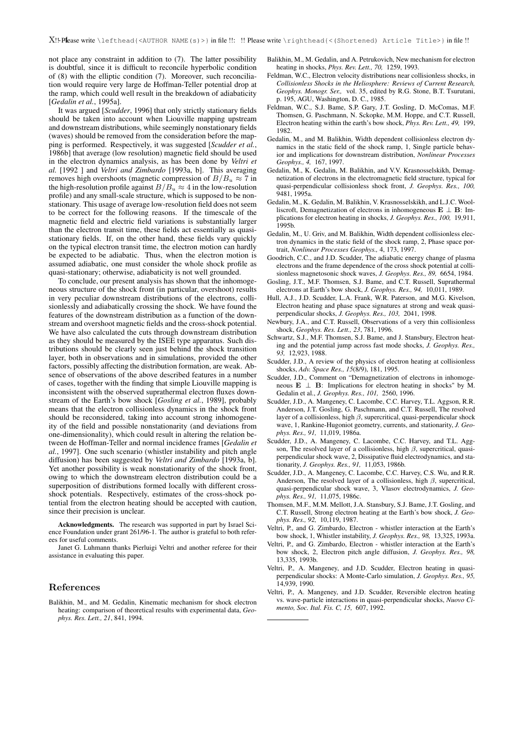not place any constraint in addition to (7). The latter possibility is doubtful, since it is difficult to reconcile hyperbolic condition of (8) with the elliptic condition (7). Moreover, such reconciliation would require very large de Hoffman-Teller potential drop at the ramp, which could well result in the breakdown of adiabaticity [*Gedalin et al.*, 1995a].

It was argued [*Scudder*, 1996] that only strictly stationary fields should be taken into account when Liouville mapping upstream and downstream distributions, while seemingly nonstationary fields (waves) should be removed from the consideration before the mapping is performed. Respectively, it was suggested [*Scudder et al.*, 1986b] that average (low resolution) magnetic field should be used in the electron dynamics analysis, as has been done by *Veltri et al.* [1992 ] and *Veltri and Zimbardo* [1993a, b]. This averaging removes high overshoots (magnetic compression of $B/B_u \approx 7$ in the high-resolution profile against $B/B_u \approx 4$ in the low-resolution profile) and any small-scale structure, which is supposed to be nonstationary. This usage of average low-resolution field does not seem to be correct for the following reasons. If the timescale of the magnetic field and electric field variations is substantially larger than the electron transit time, these fields act essentially as quasi-stationary fields. If, on the other hand, these fields vary quickly on the typical electron transit time, the electron motion can hardly be expected to be adiabatic. Thus, when the electron motion is assumed adiabatic, one must consider the whole shock profile as quasi-stationary; otherwise, adiabaticity is not well grounded.

To conclude, our present analysis has shown that the inhomogeneous structure of the shock front (in particular, overshoot) results in very peculiar downstream distributions of the electrons, collisionlessly and adiabatically crossing the shock. We have found the features of the downstream distribution as a function of the downstream and overshoot magnetic fields and the cross-shock potential. We have also calculated the cuts through downstream distribution as they should be measured by the ISEE type apparatus. Such distributions should be clearly seen just behind the shock transition layer, both in observations and in simulations, provided the other factors, possibly affecting the distribution formation, are weak. Absence of observations of the above described features in a number of cases, together with the finding that simple Liouville mapping is inconsistent with the observed suprathermal electron fluxes downstream of the Earth's bow shock [*Gosling et al.*, 1989], probably means that the electron collisionless dynamics in the shock front should be reconsidered, taking into account strong inhomogeneity of the field and possible nonstationarity (and deviations from one-dimensionality), which could result in altering the relation between de Hoffman-Teller and normal incidence frames [*Gedalin et al.*, 1997]. One such scenario (whistler instability and pitch angle diffusion) has been suggested by *Veltri and Zimbardo* [1993a, b]. Yet another possibility is weak nonstationarity of the shock front, owing to which the downstream electron distribution could be a superposition of distributions formed locally with different cross-shock potentials. Respectively, estimates of the cross-shock potential from the electron heating should be accepted with caution, since their precision is unclear.

**Acknowledgments.** The research was supported in part by Israel Science Foundation under grant 261/96-1. The author is grateful to both referees for useful comments.

Janet G. Luhmann thanks Pierluigi Veltri and another referee for their assistance in evaluating this paper.

## References

Balikhin, M., and M. Gedalin, Kinematic mechanism for shock electron heating: comparison of theoretical results with experimental data, *Geophys. Res. Lett., 21*, 841, 1994.

Balikhin, M., M. Gedalin, and A. Petrukovich, New mechanism for electron heating in shocks, *Phys. Rev. Lett., 70,* 1259, 1993.

Feldman, W.C., Electron velocity distributions near collisionless shocks, in *Collisionless Shocks in the Heliosphere: Reviews of Current Research, Geophys. Monogr. Ser.,* vol. 35, edited by R.G. Stone, B.T. Tsurutani, p. 195, AGU, Washington, D. C., 1985.

Feldman, W.C., S.J. Bame, S.P. Gary, J.T. Gosling, D. McComas, M.F. Thomsen, G. Paschmann, N. Sckopke, M.M. Hoppe, and C.T. Russell, Electron heating within the earth's bow shock, *Phys. Rev. Lett., 49,* 199, 1982.

Gedalin, M., and M. Balikhin, Width dependent collisionless electron dynamics in the static field of the shock ramp, 1, Single particle behavior and implications for downstream distribution, *Nonlinear Processes Geophys., 4,* 167, 1997.

Gedalin, M., K. Gedalin, M. Balikhin, and V.V. Krasnosselskikh, Demagnetization of electrons in the electromagnetic field structure, typical for quasi-perpendicular collisionless shock front, *J. Geophys. Res., 100,* 9481, 1995a.

Gedalin, M., K. Gedalin, M. Balikhin, V. Krasnosselskikh, and L.J.C. Woolliscroft, Demagnetization of electrons in inhomogeneous $\mathbf{E} \perp \mathbf{B}$: Implications for electron heating in shocks, *J. Geophys. Res., 100,* 19,911, 1995b.

Gedalin, M., U. Griv, and M. Balikhin, Width dependent collisionless electron dynamics in the static field of the shock ramp, 2, Phase space portrait, *Nonlinear Processes Geophys.,* 4, 173, 1997.

Goodrich, C.C., and J.D. Scudder, The adiabatic energy change of plasma electrons and the frame dependence of the cross shock potential at collisionless magnetosonic shock waves, *J. Geophys. Res., 89,* 6654, 1984.

Gosling, J.T., M.F. Thomsen, S.J. Bame, and C.T. Russell, Suprathermal electrons at Earth's bow shock, *J. Geophys. Res., 94,* 10,011, 1989.

Hull, A.J., J.D. Scudder, L.A. Frank, W.R. Paterson, and M.G. Kivelson, Electron heating and phase space signatures at strong and weak quasi-perpendicular shocks, *J. Geophys. Res., 103,* 2041, 1998.

Newbury, J.A., and C.T. Russell, Observations of a very thin collisionless shock, *Geophys. Res. Lett., 23*, 781, 1996.

Schwartz, S.J., M.F. Thomsen, S.J. Bame, and J. Stansbury, Electron heating and the potential jump across fast mode shocks, *J. Geophys. Res., 93,* 12,923, 1988.

Scudder, J.D., A review of the physics of electron heating at collisionless shocks, *Adv. Space Res., 15*(8/9), 181, 1995.

Scudder, J.D., Comment on "Demagnetization of electrons in inhomogeneous $\mathbf{E} \perp \mathbf{B}$: Implications for electron heating in shocks" by M. Gedalin et al., *J. Geophys. Res., 101,* 2560, 1996.

Scudder, J.D., A. Mangeney, C. Lacombe, C.C. Harvey, T.L. Aggson, R.R. Anderson, J.T. Gosling, G. Paschmann, and C.T. Russell, The resolved layer of a collisionless, high $\beta$, supercritical, quasi-perpendicular shock wave, 1, Rankine-Hugoniot geometry, currents, and stationarity, *J. Geophys. Res., 91,* 11,019, 1986a.

Scudder, J.D., A. Mangeney, C. Lacombe, C.C. Harvey, and T.L. Aggson, The resolved layer of a collisionless, high $\beta$, supercritical, quasi-perpendicular shock wave, 2, Dissipative fluid electrodynamics, and stationarity, *J. Geophys. Res., 91,* 11,053, 1986b.

Scudder, J.D., A. Mangeney, C. Lacombe, C.C. Harvey, C.S. Wu, and R.R. Anderson, The resolved layer of a collisionless, high $\beta$, supercritical, quasi-perpendicular shock wave, 3, Vlasov electrodynamics, *J. Geophys. Res., 91,* 11,075, 1986c.

Thomsen, M.F., M.M. Mellott, J.A. Stansbury, S.J. Bame, J.T. Gosling, and C.T. Russell, Strong electron heating at the Earth's bow shock, *J. Geophys. Res., 92,* 10,119, 1987.

Veltri, P., and G. Zimbardo, Electron - whistler interaction at the Earth's bow shock, 1, Whistler instability, *J. Geophys. Res., 98,* 13,325, 1993a.

Veltri, P., and G. Zimbardo, Electron - whistler interaction at the Earth's bow shock, 2, Electron pitch angle diffusion, *J. Geophys. Res., 98,* 13,335, 1993b.

Veltri, P., A. Mangeney, and J.D. Scudder, Electron heating in quasi-perpendicular shocks: A Monte-Carlo simulation, *J. Geophys. Res., 95,* 14,939, 1990.

Veltri, P., A. Mangeney, and J.D. Scudder, Reversible electron heating vs. wave-particle interactions in quasi-perpendicular shocks, *Nuovo Cimento, Soc. Ital. Fis. C, 15,* 607, 1992.